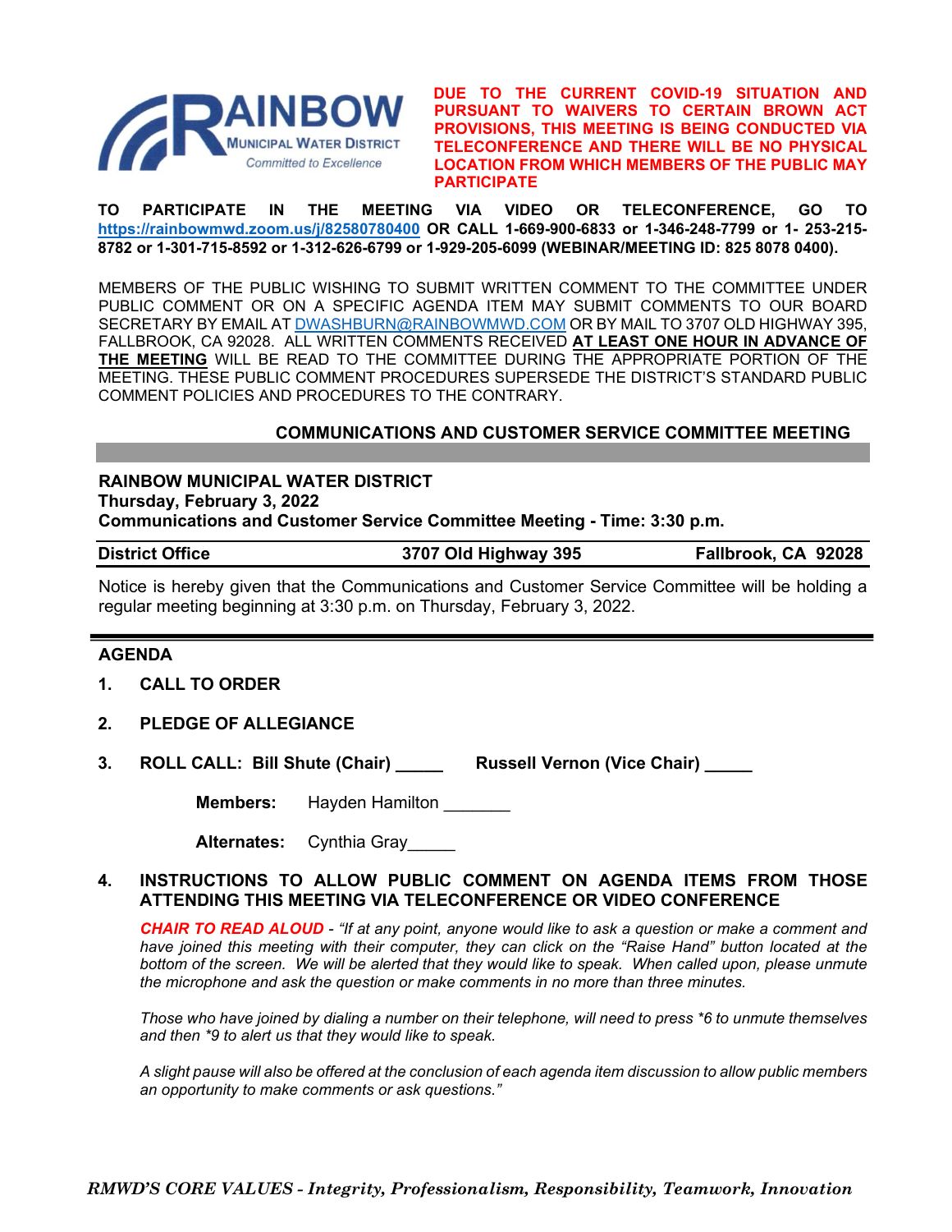**RAINBOW**
**MUNICIPAL WATER DISTRICT**
*Committed to Excellence*

**DUE TO THE CURRENT COVID-19 SITUATION AND PURSUANT TO WAIVERS TO CERTAIN BROWN ACT PROVISIONS, THIS MEETING IS BEING CONDUCTED VIA TELECONFERENCE AND THERE WILL BE NO PHYSICAL LOCATION FROM WHICH MEMBERS OF THE PUBLIC MAY PARTICIPATE**

**TO PARTICIPATE IN THE MEETING VIA VIDEO OR TELECONFERENCE, GO TO https://rainbowmwd.zoom.us/j/82580780400 OR CALL 1-669-900-6833 or 1-346-248-7799 or 1- 253-215-8782 or 1-301-715-8592 or 1-312-626-6799 or 1-929-205-6099 (WEBINAR/MEETING ID: 825 8078 0400).**

MEMBERS OF THE PUBLIC WISHING TO SUBMIT WRITTEN COMMENT TO THE COMMITTEE UNDER PUBLIC COMMENT OR ON A SPECIFIC AGENDA ITEM MAY SUBMIT COMMENTS TO OUR BOARD SECRETARY BY EMAIL AT DWASHBURN@RAINBOWMWD.COM OR BY MAIL TO 3707 OLD HIGHWAY 395, FALLBROOK, CA 92028. ALL WRITTEN COMMENTS RECEIVED **AT LEAST ONE HOUR IN ADVANCE OF THE MEETING** WILL BE READ TO THE COMMITTEE DURING THE APPROPRIATE PORTION OF THE MEETING. THESE PUBLIC COMMENT PROCEDURES SUPERSEDE THE DISTRICT'S STANDARD PUBLIC COMMENT POLICIES AND PROCEDURES TO THE CONTRARY.

## COMMUNICATIONS AND CUSTOMER SERVICE COMMITTEE MEETING

**RAINBOW MUNICIPAL WATER DISTRICT**
**Thursday, February 3, 2022**
**Communications and Customer Service Committee Meeting - Time: 3:30 p.m.**

**District Office** | **3707 Old Highway 395** | **Fallbrook, CA 92028**

Notice is hereby given that the Communications and Customer Service Committee will be holding a regular meeting beginning at 3:30 p.m. on Thursday, February 3, 2022.

## AGENDA

1. **CALL TO ORDER**

2. **PLEDGE OF ALLEGIANCE**

3. **ROLL CALL: Bill Shute (Chair) _____ Russell Vernon (Vice Chair) _____**

   **Members:** Hayden Hamilton _______

   **Alternates:** Cynthia Gray_____

4. **INSTRUCTIONS TO ALLOW PUBLIC COMMENT ON AGENDA ITEMS FROM THOSE ATTENDING THIS MEETING VIA TELECONFERENCE OR VIDEO CONFERENCE**

   ***CHAIR TO READ ALOUD*** - *"If at any point, anyone would like to ask a question or make a comment and have joined this meeting with their computer, they can click on the "Raise Hand" button located at the bottom of the screen. We will be alerted that they would like to speak. When called upon, please unmute the microphone and ask the question or make comments in no more than three minutes.*

   *Those who have joined by dialing a number on their telephone, will need to press *6 to unmute themselves and then *9 to alert us that they would like to speak.*

   *A slight pause will also be offered at the conclusion of each agenda item discussion to allow public members an opportunity to make comments or ask questions."*

***RMWD'S CORE VALUES - Integrity, Professionalism, Responsibility, Teamwork, Innovation***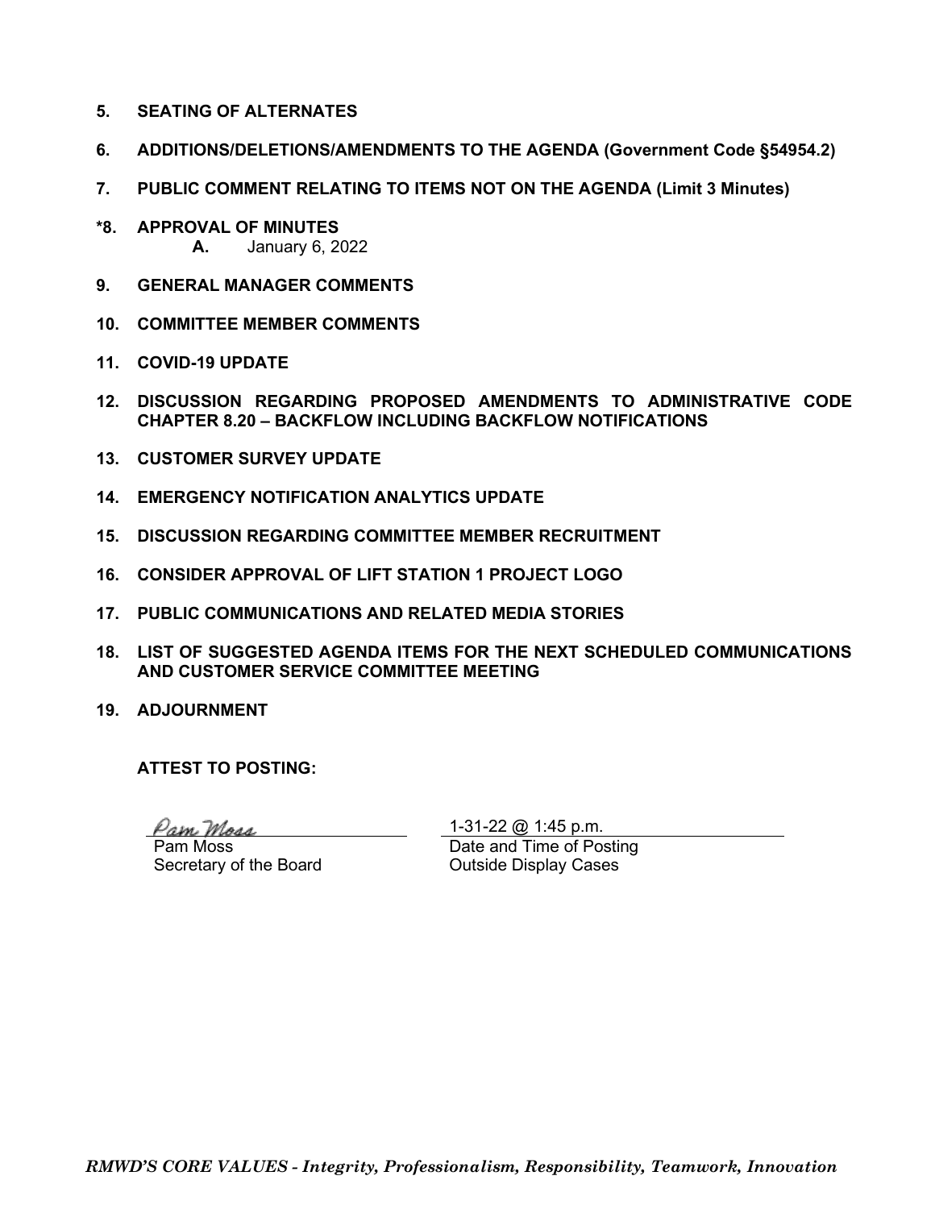**5. SEATING OF ALTERNATES**

**6. ADDITIONS/DELETIONS/AMENDMENTS TO THE AGENDA (Government Code §54954.2)**

**7. PUBLIC COMMENT RELATING TO ITEMS NOT ON THE AGENDA (Limit 3 Minutes)**

**\*8. APPROVAL OF MINUTES**

   **A.** January 6, 2022

**9. GENERAL MANAGER COMMENTS**

**10. COMMITTEE MEMBER COMMENTS**

**11. COVID-19 UPDATE**

**12. DISCUSSION REGARDING PROPOSED AMENDMENTS TO ADMINISTRATIVE CODE CHAPTER 8.20 – BACKFLOW INCLUDING BACKFLOW NOTIFICATIONS**

**13. CUSTOMER SURVEY UPDATE**

**14. EMERGENCY NOTIFICATION ANALYTICS UPDATE**

**15. DISCUSSION REGARDING COMMITTEE MEMBER RECRUITMENT**

**16. CONSIDER APPROVAL OF LIFT STATION 1 PROJECT LOGO**

**17. PUBLIC COMMUNICATIONS AND RELATED MEDIA STORIES**

**18. LIST OF SUGGESTED AGENDA ITEMS FOR THE NEXT SCHEDULED COMMUNICATIONS AND CUSTOMER SERVICE COMMITTEE MEETING**

**19. ADJOURNMENT**

**ATTEST TO POSTING:**

*Pam Moss*
Pam Moss
Secretary of the Board

1-31-22 @ 1:45 p.m.
Date and Time of Posting
Outside Display Cases

***RMWD'S CORE VALUES - Integrity, Professionalism, Responsibility, Teamwork, Innovation***